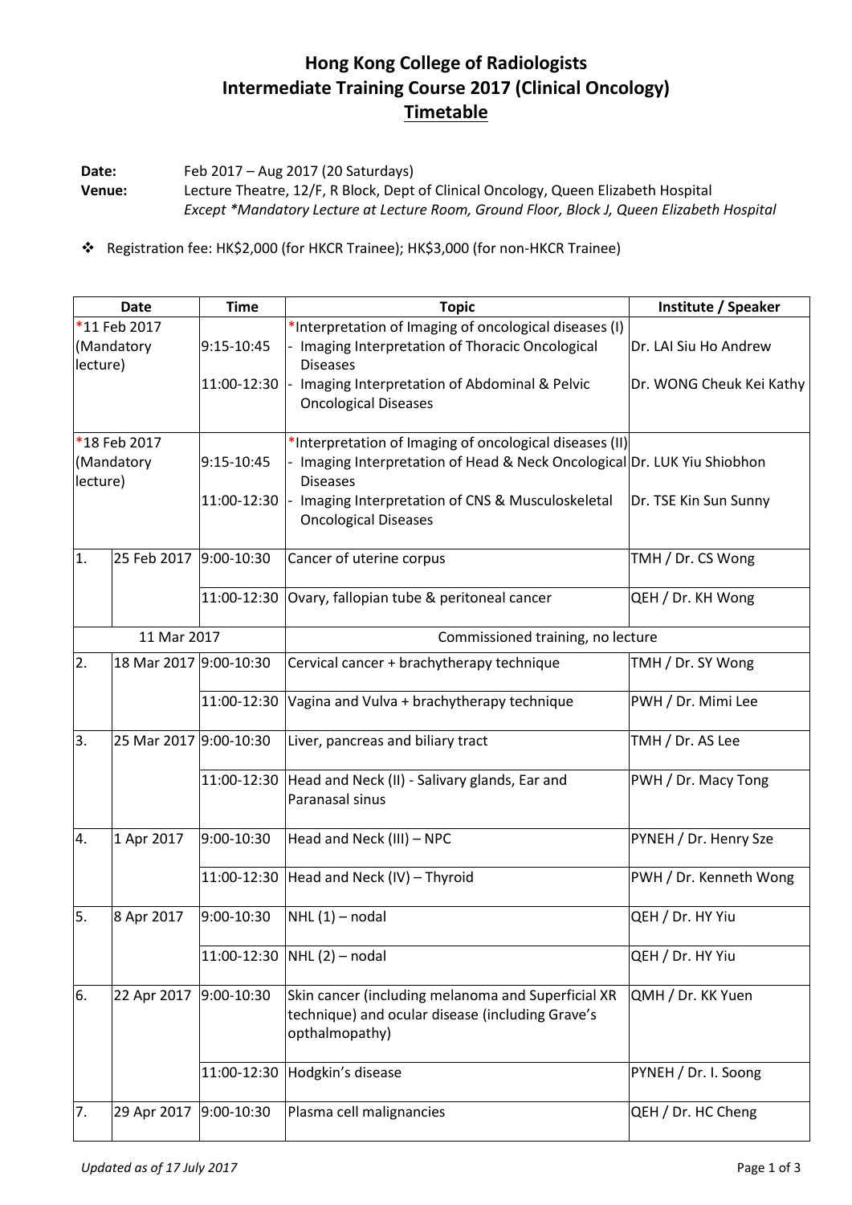# Hong Kong College of Radiologists
# Intermediate Training Course 2017 (Clinical Oncology)
## Timetable

**Date:** Feb 2017 – Aug 2017 (20 Saturdays)
**Venue:** Lecture Theatre, 12/F, R Block, Dept of Clinical Oncology, Queen Elizabeth Hospital
*Except *Mandatory Lecture at Lecture Room, Ground Floor, Block J, Queen Elizabeth Hospital*

- Registration fee: HK$2,000 (for HKCR Trainee); HK$3,000 (for non-HKCR Trainee)

| Date | | Time | Topic | Institute / Speaker |
|---|---|---|---|---|
| *11 Feb 2017 (Mandatory lecture) | | | *Interpretation of Imaging of oncological diseases (I) | |
| | | 9:15-10:45 | - Imaging Interpretation of Thoracic Oncological Diseases | Dr. LAI Siu Ho Andrew |
| | | 11:00-12:30 | - Imaging Interpretation of Abdominal & Pelvic Oncological Diseases | Dr. WONG Cheuk Kei Kathy |
| *18 Feb 2017 (Mandatory lecture) | | | *Interpretation of Imaging of oncological diseases (II) | |
| | | 9:15-10:45 | - Imaging Interpretation of Head & Neck Oncological Diseases | Dr. LUK Yiu Shiobhon |
| | | 11:00-12:30 | - Imaging Interpretation of CNS & Musculoskeletal Oncological Diseases | Dr. TSE Kin Sun Sunny |
| 1. | 25 Feb 2017 | 9:00-10:30 | Cancer of uterine corpus | TMH / Dr. CS Wong |
| | | 11:00-12:30 | Ovary, fallopian tube & peritoneal cancer | QEH / Dr. KH Wong |
| 11 Mar 2017 | | | Commissioned training, no lecture | |
| 2. | 18 Mar 2017 | 9:00-10:30 | Cervical cancer + brachytherapy technique | TMH / Dr. SY Wong |
| | | 11:00-12:30 | Vagina and Vulva + brachytherapy technique | PWH / Dr. Mimi Lee |
| 3. | 25 Mar 2017 | 9:00-10:30 | Liver, pancreas and biliary tract | TMH / Dr. AS Lee |
| | | 11:00-12:30 | Head and Neck (II) - Salivary glands, Ear and Paranasal sinus | PWH / Dr. Macy Tong |
| 4. | 1 Apr 2017 | 9:00-10:30 | Head and Neck (III) – NPC | PYNEH / Dr. Henry Sze |
| | | 11:00-12:30 | Head and Neck (IV) – Thyroid | PWH / Dr. Kenneth Wong |
| 5. | 8 Apr 2017 | 9:00-10:30 | NHL (1) – nodal | QEH / Dr. HY Yiu |
| | | 11:00-12:30 | NHL (2) – nodal | QEH / Dr. HY Yiu |
| 6. | 22 Apr 2017 | 9:00-10:30 | Skin cancer (including melanoma and Superficial XR technique) and ocular disease (including Grave's opthalmopathy) | QMH / Dr. KK Yuen |
| | | 11:00-12:30 | Hodgkin's disease | PYNEH / Dr. I. Soong |
| 7. | 29 Apr 2017 | 9:00-10:30 | Plasma cell malignancies | QEH / Dr. HC Cheng |

*Updated as of 17 July 2017*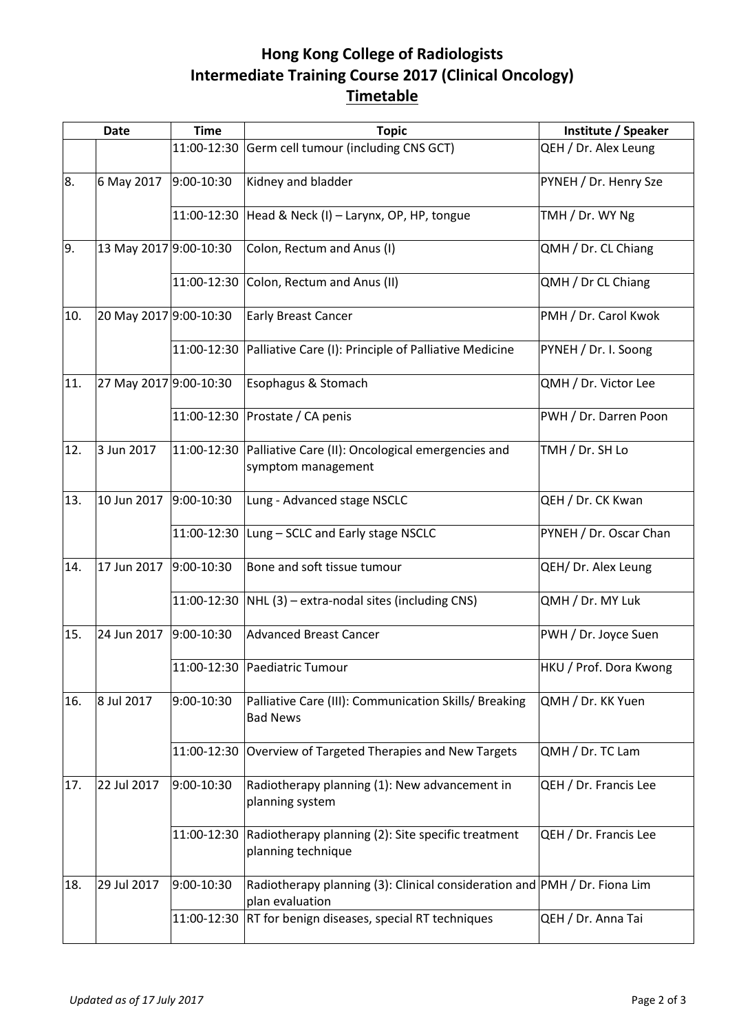# Hong Kong College of Radiologists
# Intermediate Training Course 2017 (Clinical Oncology)
## Timetable

| Date | | Time | Topic | Institute / Speaker |
|---|---|---|---|---|
| | | 11:00-12:30 | Germ cell tumour (including CNS GCT) | QEH / Dr. Alex Leung |
| 8. | 6 May 2017 | 9:00-10:30 | Kidney and bladder | PYNEH / Dr. Henry Sze |
| | | 11:00-12:30 | Head & Neck (I) – Larynx, OP, HP, tongue | TMH / Dr. WY Ng |
| 9. | 13 May 2017 | 9:00-10:30 | Colon, Rectum and Anus (I) | QMH / Dr. CL Chiang |
| | | 11:00-12:30 | Colon, Rectum and Anus (II) | QMH / Dr CL Chiang |
| 10. | 20 May 2017 | 9:00-10:30 | Early Breast Cancer | PMH / Dr. Carol Kwok |
| | | 11:00-12:30 | Palliative Care (I): Principle of Palliative Medicine | PYNEH / Dr. I. Soong |
| 11. | 27 May 2017 | 9:00-10:30 | Esophagus & Stomach | QMH / Dr. Victor Lee |
| | | 11:00-12:30 | Prostate / CA penis | PWH / Dr. Darren Poon |
| 12. | 3 Jun 2017 | 11:00-12:30 | Palliative Care (II): Oncological emergencies and symptom management | TMH / Dr. SH Lo |
| 13. | 10 Jun 2017 | 9:00-10:30 | Lung - Advanced stage NSCLC | QEH / Dr. CK Kwan |
| | | 11:00-12:30 | Lung – SCLC and Early stage NSCLC | PYNEH / Dr. Oscar Chan |
| 14. | 17 Jun 2017 | 9:00-10:30 | Bone and soft tissue tumour | QEH/ Dr. Alex Leung |
| | | 11:00-12:30 | NHL (3) – extra-nodal sites (including CNS) | QMH / Dr. MY Luk |
| 15. | 24 Jun 2017 | 9:00-10:30 | Advanced Breast Cancer | PWH / Dr. Joyce Suen |
| | | 11:00-12:30 | Paediatric Tumour | HKU / Prof. Dora Kwong |
| 16. | 8 Jul 2017 | 9:00-10:30 | Palliative Care (III): Communication Skills/ Breaking Bad News | QMH / Dr. KK Yuen |
| | | 11:00-12:30 | Overview of Targeted Therapies and New Targets | QMH / Dr. TC Lam |
| 17. | 22 Jul 2017 | 9:00-10:30 | Radiotherapy planning (1): New advancement in planning system | QEH / Dr. Francis Lee |
| | | 11:00-12:30 | Radiotherapy planning (2): Site specific treatment planning technique | QEH / Dr. Francis Lee |
| 18. | 29 Jul 2017 | 9:00-10:30 | Radiotherapy planning (3): Clinical consideration and plan evaluation | PMH / Dr. Fiona Lim |
| | | 11:00-12:30 | RT for benign diseases, special RT techniques | QEH / Dr. Anna Tai |

*Updated as of 17 July 2017*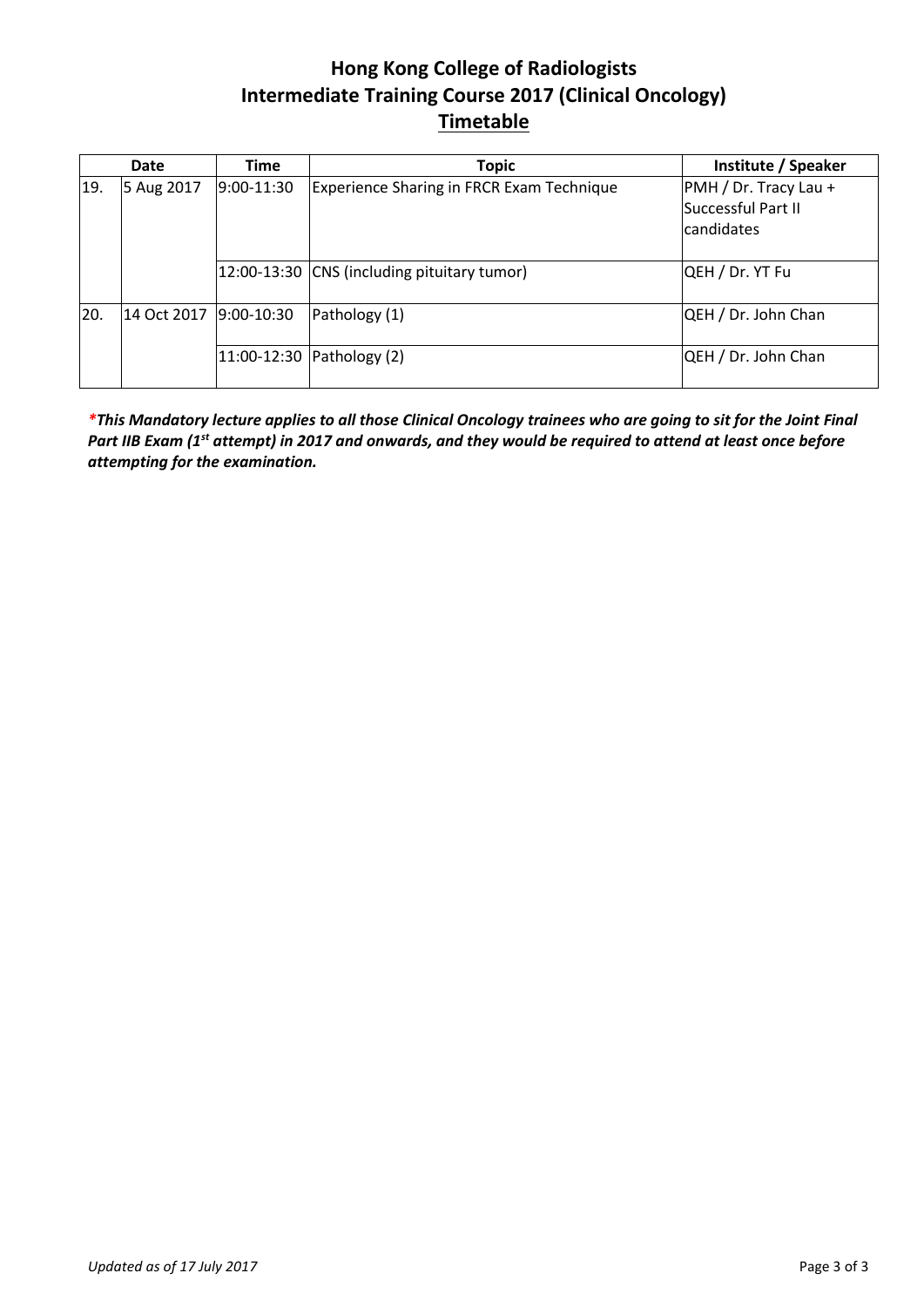**Hong Kong College of Radiologists**
**Intermediate Training Course 2017 (Clinical Oncology)**
**Timetable**

| Date | | Time | Topic | Institute / Speaker |
|---|---|---|---|---|
| 19. | 5 Aug 2017 | 9:00-11:30 | Experience Sharing in FRCR Exam Technique | PMH / Dr. Tracy Lau + Successful Part II candidates |
| | | 12:00-13:30 | CNS (including pituitary tumor) | QEH / Dr. YT Fu |
| 20. | 14 Oct 2017 | 9:00-10:30 | Pathology (1) | QEH / Dr. John Chan |
| | | 11:00-12:30 | Pathology (2) | QEH / Dr. John Chan |

***This Mandatory lecture applies to all those Clinical Oncology trainees who are going to sit for the Joint Final Part IIB Exam (1st attempt) in 2017 and onwards, and they would be required to attend at least once before attempting for the examination.***

*Updated as of 17 July 2017*